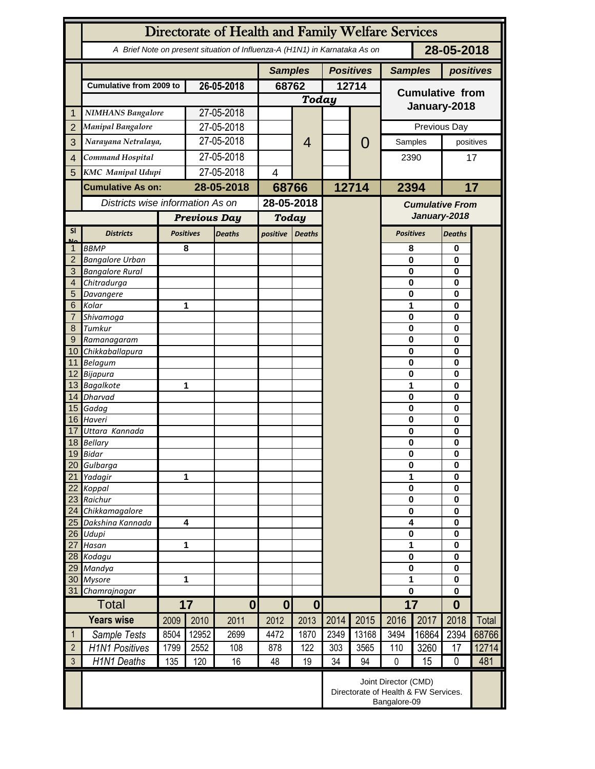# Directorate of Health and Family Welfare Services

A Brief Note on present situation of Influenza-A (H1N1) in Karnataka As on **28-05-2018**

| | | | Samples | Positives | Samples | positives |
|---|---|---|---|---|---|---|
| | Cumulative from 2009 to | 26-05-2018 | 68762 | 12714 | Cumulative from January-2018 | |
| | | | Today | | | |
| 1 | NIMHANS Bangalore | 27-05-2018 | 4 | 0 | Previous Day | |
| 2 | Manipal Bangalore | 27-05-2018 | | | Samples | positives |
| 3 | Narayana Netralaya, | 27-05-2018 | | | 2390 | 17 |
| 4 | Command Hospital | 27-05-2018 | | | | |
| 5 | KMC Manipal Udupi | 27-05-2018 | 4 | | | |
| | **Cumulative As on:** | **28-05-2018** | **68766** | **12714** | **2394** | **17** |

Districts wise information As on **28-05-2018**

| Sl No | Districts | Previous Day Positives | Previous Day Deaths | Today positive | Today Deaths | Cumulative From January-2018 Positives | Cumulative From January-2018 Deaths |
|---|---|---|---|---|---|---|---|
| 1 | BBMP | 8 | | | | 8 | 0 |
| 2 | Bangalore Urban | | | | | 0 | 0 |
| 3 | Bangalore Rural | | | | | 0 | 0 |
| 4 | Chitradurga | | | | | 0 | 0 |
| 5 | Davangere | | | | | 0 | 0 |
| 6 | Kolar | 1 | | | | 1 | 0 |
| 7 | Shivamoga | | | | | 0 | 0 |
| 8 | Tumkur | | | | | 0 | 0 |
| 9 | Ramanagaram | | | | | 0 | 0 |
| 10 | Chikkaballapura | | | | | 0 | 0 |
| 11 | Belagum | | | | | 0 | 0 |
| 12 | Bijapura | | | | | 0 | 0 |
| 13 | Bagalkote | 1 | | | | 1 | 0 |
| 14 | Dharvad | | | | | 0 | 0 |
| 15 | Gadag | | | | | 0 | 0 |
| 16 | Haveri | | | | | 0 | 0 |
| 17 | Uttara Kannada | | | | | 0 | 0 |
| 18 | Bellary | | | | | 0 | 0 |
| 19 | Bidar | | | | | 0 | 0 |
| 20 | Gulbarga | | | | | 0 | 0 |
| 21 | Yadagir | 1 | | | | 1 | 0 |
| 22 | Koppal | | | | | 0 | 0 |
| 23 | Raichur | | | | | 0 | 0 |
| 24 | Chikkamagalore | | | | | 0 | 0 |
| 25 | Dakshina Kannada | 4 | | | | 4 | 0 |
| 26 | Udupi | | | | | 0 | 0 |
| 27 | Hasan | 1 | | | | 1 | 0 |
| 28 | Kodagu | | | | | 0 | 0 |
| 29 | Mandya | | | | | 0 | 0 |
| 30 | Mysore | 1 | | | | 1 | 0 |
| 31 | Chamrajnagar | | | | | 0 | 0 |
| | **Total** | **17** | **0** | **0** | **0** | **17** | **0** |

| | Years wise | 2009 | 2010 | 2011 | 2012 | 2013 | 2014 | 2015 | 2016 | 2017 | 2018 | Total |
|---|---|---|---|---|---|---|---|---|---|---|---|---|
| 1 | Sample Tests | 8504 | 12952 | 2699 | 4472 | 1870 | 2349 | 13168 | 3494 | 16864 | 2394 | 68766 |
| 2 | H1N1 Positives | 1799 | 2552 | 108 | 878 | 122 | 303 | 3565 | 110 | 3260 | 17 | 12714 |
| 3 | H1N1 Deaths | 135 | 120 | 16 | 48 | 19 | 34 | 94 | 0 | 15 | 0 | 481 |

Joint Director (CMD)
Directorate of Health & FW Services.
Bangalore-09